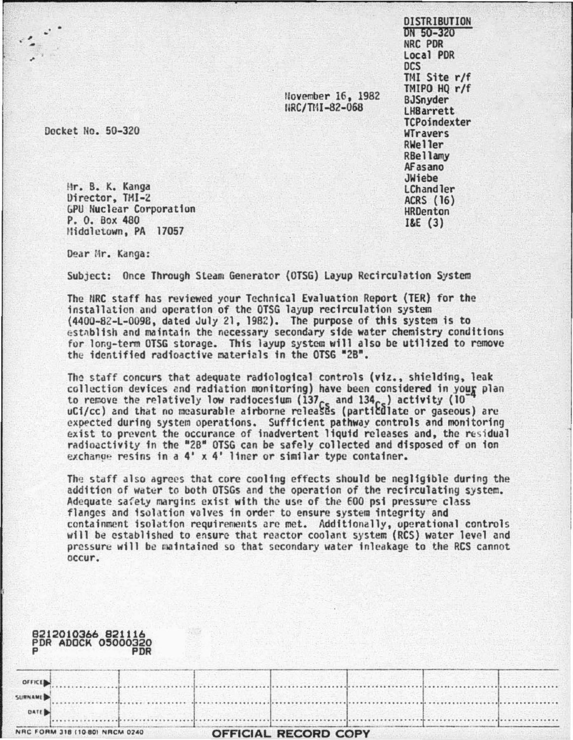DISTRIBUTION
DN 50-320
NRC PDR
Local PDR
DCS
TMI Site r/f
TMIPO HQ r/f
BJSnyder
LHBarrett
TCPoindexter
WTravers
RWeller
RBellamy
AFasano
JWiebe
LChandler
ACRS (16)
HRDenton
I&E (3)

November 16, 1982
NRC/TMI-82-068

Docket No. 50-320

Mr. B. K. Kanga
Director, TMI-2
GPU Nuclear Corporation
P. O. Box 480
Middletown, PA 17057

Dear Mr. Kanga:

Subject: Once Through Steam Generator (OTSG) Layup Recirculation System

The NRC staff has reviewed your Technical Evaluation Report (TER) for the installation and operation of the OTSG layup recirculation system (4400-82-L-0098, dated July 21, 1982). The purpose of this system is to establish and maintain the necessary secondary side water chemistry conditions for long-term OTSG storage. This layup system will also be utilized to remove the identified radioactive materials in the OTSG "2B".

The staff concurs that adequate radiological controls (viz., shielding, leak collection devices and radiation monitoring) have been considered in your plan to remove the relatively low radiocesium ($^{137}Cs$ and $^{134}Cs$) activity ($10^{-4}$ uCi/cc) and that no measurable airborne releases (particulate or gaseous) are expected during system operations. Sufficient pathway controls and monitoring exist to prevent the occurance of inadvertent liquid releases and, the residual radioactivity in the "2B" OTSG can be safely collected and disposed of on ion exchange resins in a 4' x 4' liner or similar type container.

The staff also agrees that core cooling effects should be negligible during the addition of water to both OTSGs and the operation of the recirculating system. Adequate safety margins exist with the use of the 600 psi pressure class flanges and isolation valves in order to ensure system integrity and containment isolation requirements are met. Additionally, operational controls will be established to ensure that reactor coolant system (RCS) water level and pressure will be maintained so that secondary water inleakage to the RCS cannot occur.

8212010366 821116
PDR ADOCK 05000320
P PDR

| OFFICE | | | | | | |
|---|---|---|---|---|---|---|
| SURNAME | | | | | | |
| DATE | | | | | | |

NRC FORM 318 (10-80) NRCM 0240

OFFICIAL RECORD COPY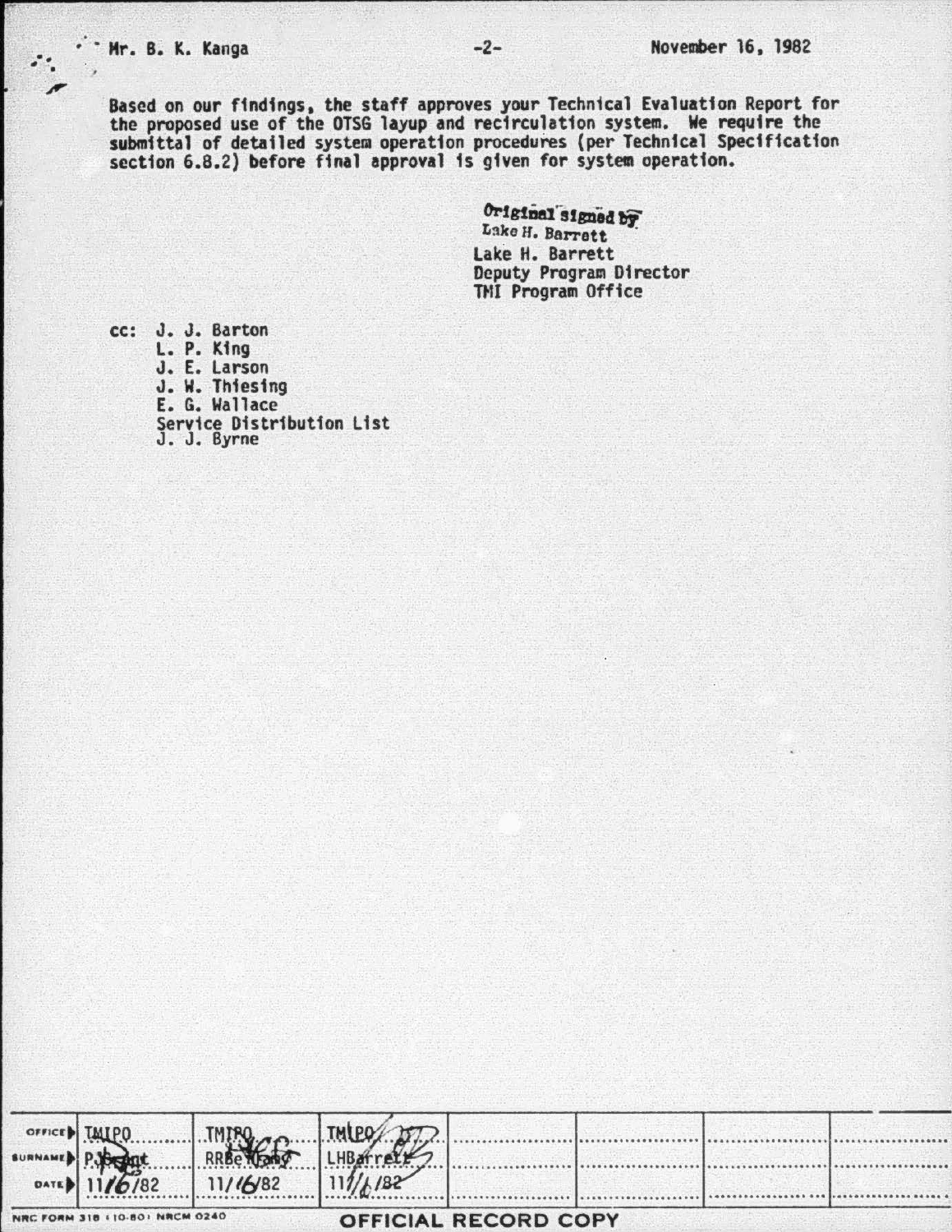Mr. B. K. Kanga

November 16, 1982

Based on our findings, the staff approves your Technical Evaluation Report for the proposed use of the OTSG layup and recirculation system. We require the submittal of detailed system operation procedures (per Technical Specification section 6.8.2) before final approval is given for system operation.

Original signed by
Lake H. Barrett
Lake H. Barrett
Deputy Program Director
TMI Program Office

cc: J. J. Barton
L. P. King
J. E. Larson
J. W. Thiesing
E. G. Wallace
Service Distribution List
J. J. Byrne

| OFFICE | TMIPO | TMIPO | TMIPO | | | | |
|---|---|---|---|---|---|---|---|
| SURNAME | PJGrant | RRBellamy | LHBarrett | | | | |
| DATE | 11/16/82 | 11/16/82 | 11/16/82 | | | | |

NRC FORM 318 (10-80) NRCM 0240

OFFICIAL RECORD COPY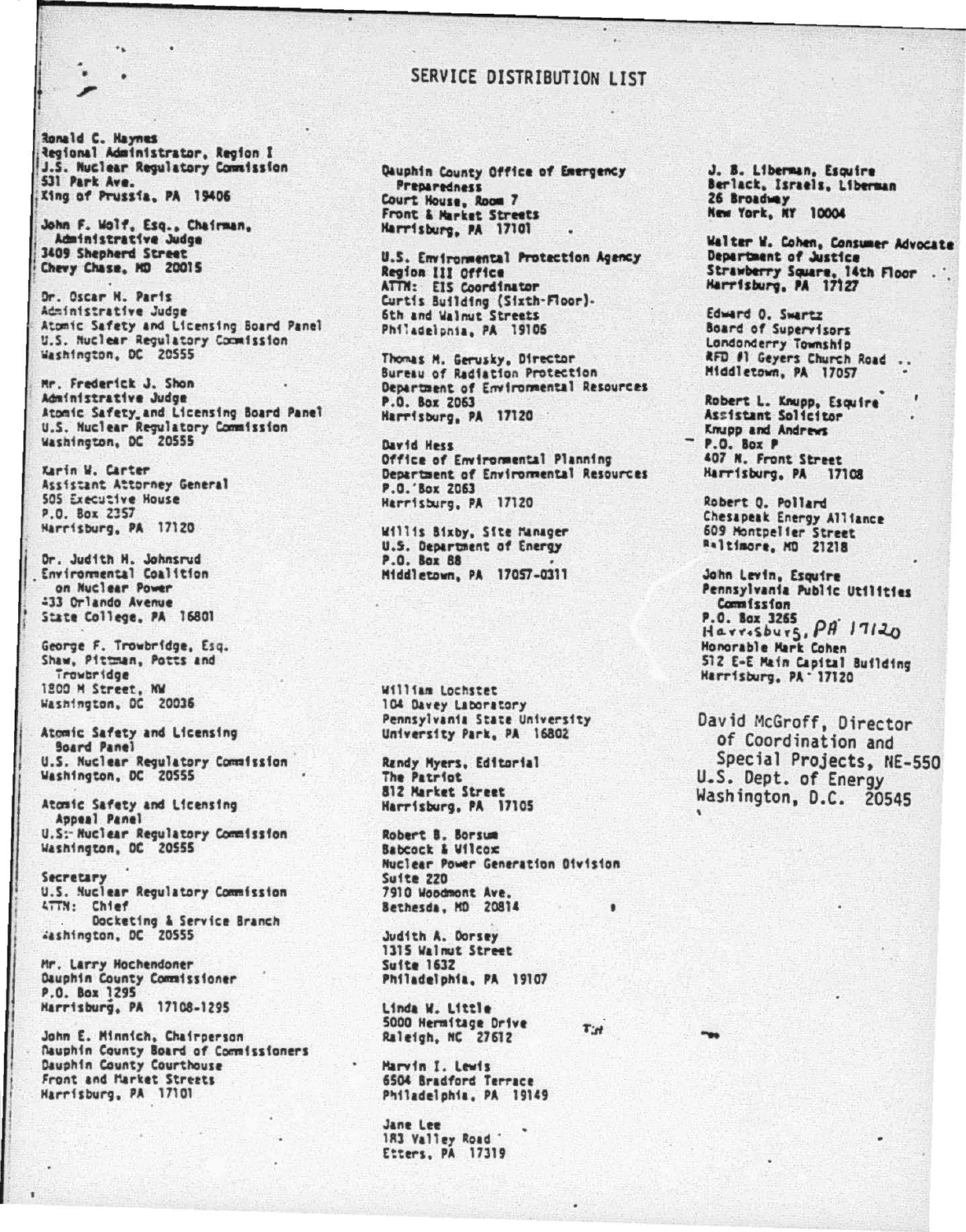# SERVICE DISTRIBUTION LIST

Ronald C. Haynes
Regional Administrator, Region I
U.S. Nuclear Regulatory Commission
631 Park Ave.
King of Prussia, PA 19406

John F. Wolf, Esq., Chairman,
Administrative Judge
3409 Shepherd Street
Chevy Chase, MD 20015

Dr. Oscar H. Paris
Administrative Judge
Atomic Safety and Licensing Board Panel
U.S. Nuclear Regulatory Commission
Washington, DC 20555

Mr. Frederick J. Shon
Administrative Judge
Atomic Safety and Licensing Board Panel
U.S. Nuclear Regulatory Commission
Washington, DC 20555

Karin W. Carter
Assistant Attorney General
505 Executive House
P.O. Box 2357
Harrisburg, PA 17120

Dr. Judith H. Johnsrud
Environmental Coalition
on Nuclear Power
433 Orlando Avenue
State College, PA 16801

George F. Trowbridge, Esq.
Shaw, Pittman, Potts and
Trowbridge
1800 M Street, NW
Washington, DC 20036

Atomic Safety and Licensing
Board Panel
U.S. Nuclear Regulatory Commission
Washington, DC 20555

Atomic Safety and Licensing
Appeal Panel
U.S. Nuclear Regulatory Commission
Washington, DC 20555

Secretary
U.S. Nuclear Regulatory Commission
ATTN: Chief
Docketing & Service Branch
Washington, DC 20555

Mr. Larry Hochendoner
Dauphin County Commissioner
P.O. Box 1295
Harrisburg, PA 17108-1295

John E. Minnich, Chairperson
Dauphin County Board of Commissioners
Dauphin County Courthouse
Front and Market Streets
Harrisburg, PA 17101

Dauphin County Office of Emergency
Preparedness
Court House, Room 7
Front & Market Streets
Harrisburg, PA 17101

U.S. Environmental Protection Agency
Region III Office
ATTN: EIS Coordinator
Curtis Building (Sixth Floor)
6th and Walnut Streets
Philadelphia, PA 19106

Thomas M. Gerusky, Director
Bureau of Radiation Protection
Department of Environmental Resources
P.O. Box 2063
Harrisburg, PA 17120

David Hess
Office of Environmental Planning
Department of Environmental Resources
P.O. Box 2063
Harrisburg, PA 17120

Willis Bixby, Site Manager
U.S. Department of Energy
P.O. Box 88
Middletown, PA 17057-0311

William Lochstet
104 Davey Laboratory
Pennsylvania State University
University Park, PA 16802

Randy Myers, Editorial
The Patriot
812 Market Street
Harrisburg, PA 17105

Robert B. Borsum
Babcock & Wilcox
Nuclear Power Generation Division
Suite 220
7910 Woodmont Ave.
Bethesda, MD 20814

Judith A. Dorsey
1315 Walnut Street
Suite 1632
Philadelphia, PA 19107

Linda W. Little
5000 Hermitage Drive
Raleigh, NC 27612

Marvin I. Lewis
6504 Bradford Terrace
Philadelphia, PA 19149

Jane Lee
183 Valley Road
Etters, PA 17319

J. B. Liberman, Esquire
Berlack, Israels, Liberman
26 Broadway
New York, NY 10004

Walter W. Cohen, Consumer Advocate
Department of Justice
Strawberry Square, 14th Floor
Harrisburg, PA 17127

Edward O. Swartz
Board of Supervisors
Londonderry Township
RFD #1 Geyers Church Road
Middletown, PA 17057

Robert L. Knupp, Esquire
Assistant Solicitor
Knupp and Andrews
P.O. Box P
407 N. Front Street
Harrisburg, PA 17108

Robert Q. Pollard
Chesapeak Energy Alliance
609 Montpelier Street
Baltimore, MD 21218

John Levin, Esquire
Pennsylvania Public Utilities
Commission
P.O. Box 3265
Harrisburg, PA 17120

Honorable Mark Cohen
512 E-E Main Capital Building
Harrisburg, PA 17120

David McGroff, Director
of Coordination and
Special Projects, NE-550
U.S. Dept. of Energy
Washington, D.C. 20545